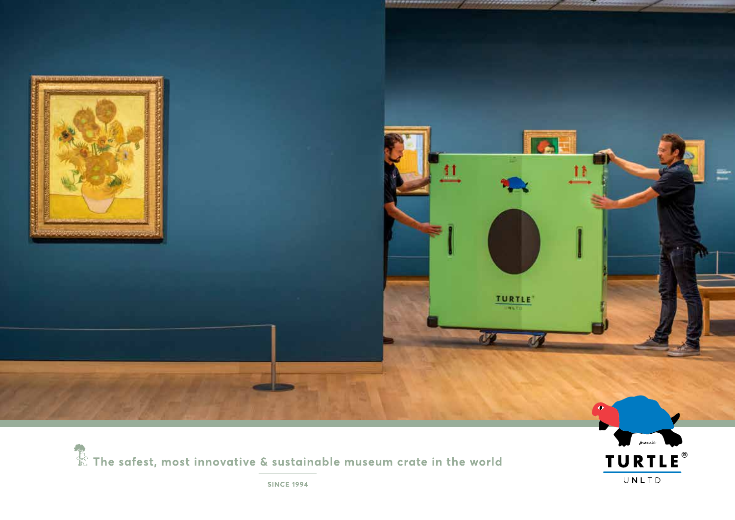The safest, most innovative & sustainable museum crate in the world

SINCE 1994

TURTLE®

UNLTD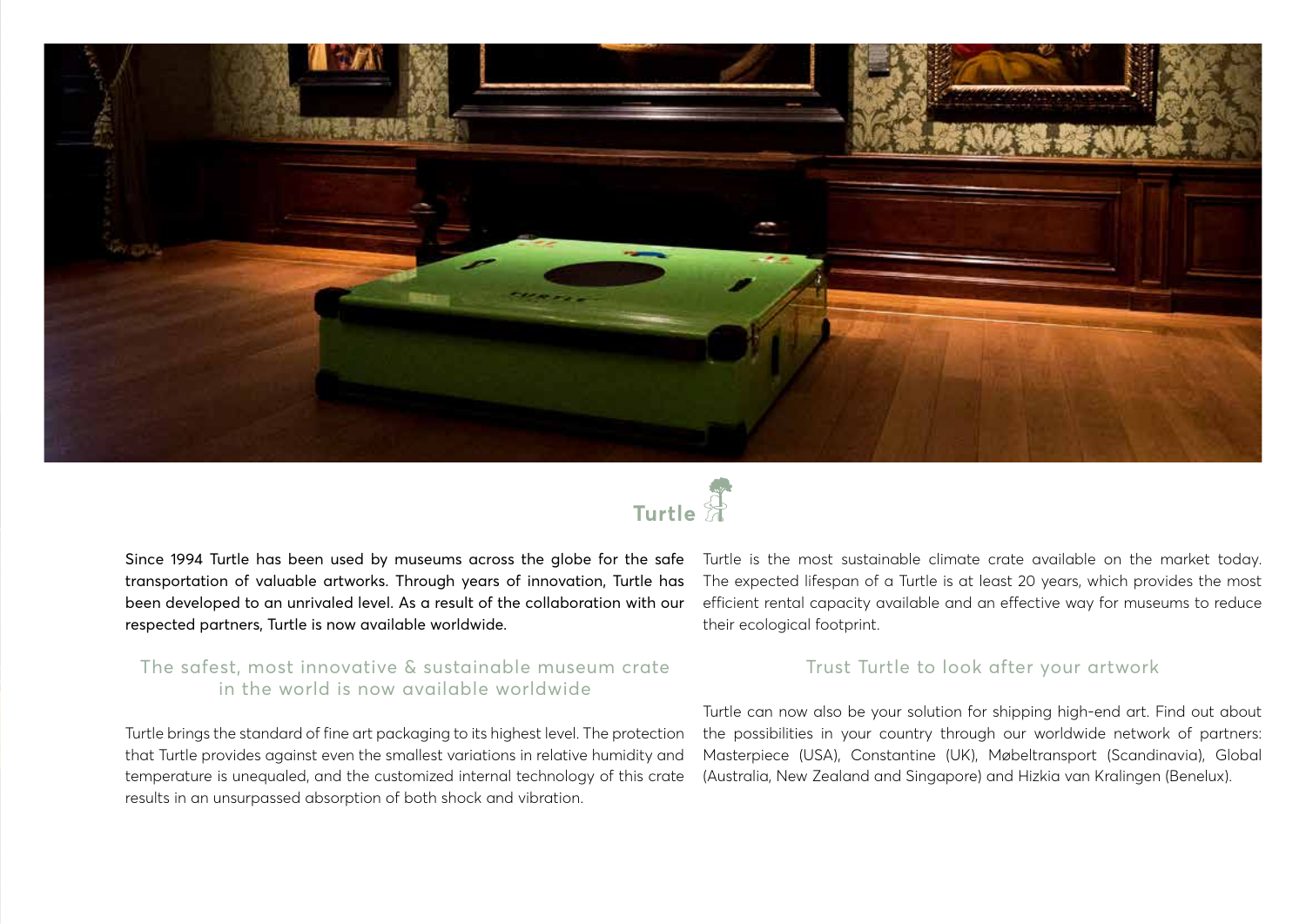# Turtle

Since 1994 Turtle has been used by museums across the globe for the safe transportation of valuable artworks. Through years of innovation, Turtle has been developed to an unrivaled level. As a result of the collaboration with our respected partners, Turtle is now available worldwide.

## The safest, most innovative & sustainable museum crate in the world is now available worldwide

Turtle brings the standard of fine art packaging to its highest level. The protection that Turtle provides against even the smallest variations in relative humidity and temperature is unequaled, and the customized internal technology of this crate results in an unsurpassed absorption of both shock and vibration.

Turtle is the most sustainable climate crate available on the market today. The expected lifespan of a Turtle is at least 20 years, which provides the most efficient rental capacity available and an effective way for museums to reduce their ecological footprint.

## Trust Turtle to look after your artwork

Turtle can now also be your solution for shipping high-end art. Find out about the possibilities in your country through our worldwide network of partners: Masterpiece (USA), Constantine (UK), Møbeltransport (Scandinavia), Global (Australia, New Zealand and Singapore) and Hizkia van Kralingen (Benelux).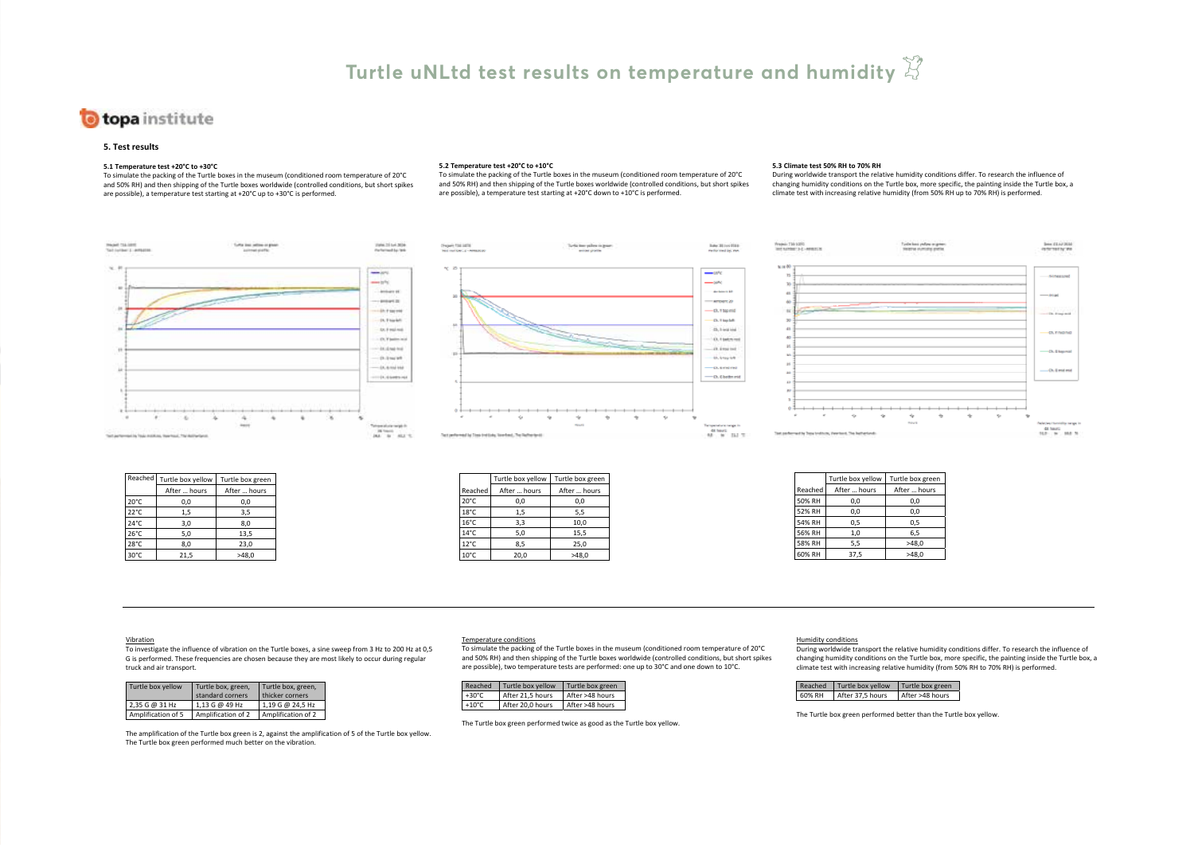# Turtle uNLtd test results on temperature and humidity

**topa institute**

## 5. Test results

### 5.1 Temperature test +20°C to +30°C

To simulate the packing of the Turtle boxes in the museum (conditioned room temperature of 20°C and 50% RH) and then shipping of the Turtle boxes worldwide (controlled conditions, but short spikes are possible), a temperature test starting at +20°C up to +30°C is performed.

| Reached | Turtle box yellow | Turtle box green |
|---|---|---|
| | After ... hours | After ... hours |
| 20°C | 0,0 | 0,0 |
| 22°C | 1,5 | 3,5 |
| 24°C | 3,0 | 8,0 |
| 26°C | 5,0 | 13,5 |
| 28°C | 8,0 | 23,0 |
| 30°C | 21,5 | >48,0 |

### 5.2 Temperature test +20°C to +10°C

To simulate the packing of the Turtle boxes in the museum (conditioned room temperature of 20°C and 50% RH) and then shipping of the Turtle boxes worldwide (controlled conditions, but short spikes are possible), a temperature test starting at +20°C down to +10°C is performed.

| | Turtle box yellow | Turtle box green |
|---|---|---|
| Reached | After ... hours | After ... hours |
| 20°C | 0,0 | 0,0 |
| 18°C | 1,5 | 5,5 |
| 16°C | 3,3 | 10,0 |
| 14°C | 5,0 | 15,5 |
| 12°C | 8,5 | 25,0 |
| 10°C | 20,0 | >48,0 |

### 5.3 Climate test 50% RH to 70% RH

During worldwide transport the relative humidity conditions differ. To research the influence of changing humidity conditions on the Turtle box, more specific, the painting inside the Turtle box, a climate test with increasing relative humidity (from 50% RH up to 70% RH) is performed.

| | Turtle box yellow | Turtle box green |
|---|---|---|
| Reached | After ... hours | After ... hours |
| 50% RH | 0,0 | 0,0 |
| 52% RH | 0,0 | 0,0 |
| 54% RH | 0,5 | 0,5 |
| 56% RH | 1,0 | 6,5 |
| 58% RH | 5,5 | >48,0 |
| 60% RH | 37,5 | >48,0 |

---

#### Vibration

To investigate the influence of vibration on the Turtle boxes, a sine sweep from 3 Hz to 200 Hz at 0,5 G is performed. These frequencies are chosen because they are most likely to occur during regular truck and air transport.

| Turtle box yellow | Turtle box, green, standard corners | Turtle box, green, thicker corners |
|---|---|---|
| 2,35 G @ 31 Hz | 1,13 G @ 49 Hz | 1,19 G @ 24,5 Hz |
| Amplification of 5 | Amplification of 2 | Amplification of 2 |

The amplification of the Turtle box green is 2, against the amplification of 5 of the Turtle box yellow. The Turtle box green performed much better on the vibration.

#### Temperature conditions

To simulate the packing of the Turtle boxes in the museum (conditioned room temperature of 20°C and 50% RH) and then shipping of the Turtle boxes worldwide (controlled conditions, but short spikes are possible), two temperature tests are performed: one up to 30°C and one down to 10°C.

| Reached | Turtle box yellow | Turtle box green |
|---|---|---|
| +30°C | After 21,5 hours | After >48 hours |
| +10°C | After 20,0 hours | After >48 hours |

The Turtle box green performed twice as good as the Turtle box yellow.

#### Humidity conditions

During worldwide transport the relative humidity conditions differ. To research the influence of changing humidity conditions on the Turtle box, more specific, the painting inside the Turtle box, a climate test with increasing relative humidity (from 50% RH to 70% RH) is performed.

| Reached | Turtle box yellow | Turtle box green |
|---|---|---|
| 60% RH | After 37,5 hours | After >48 hours |

The Turtle box green performed better than the Turtle box yellow.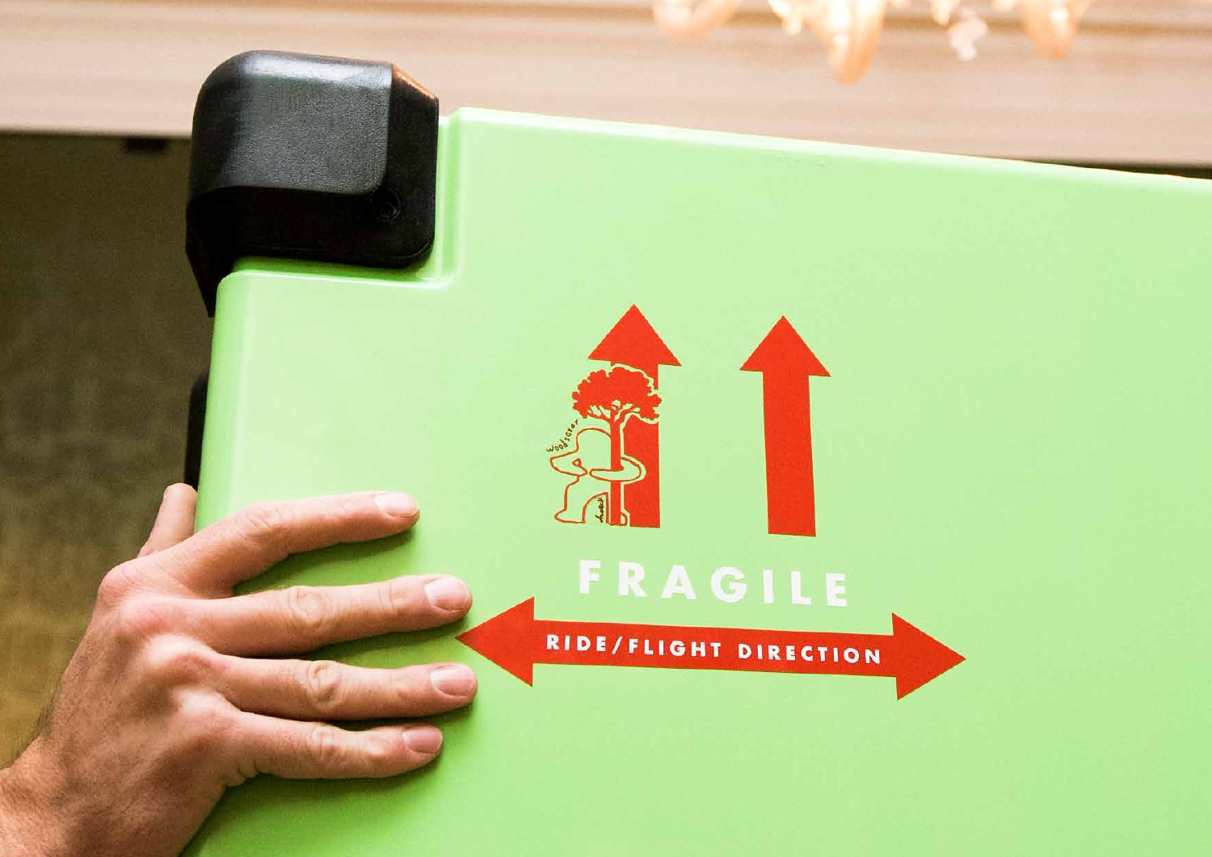FRAGILE

RIDE/FLIGHT DIRECTION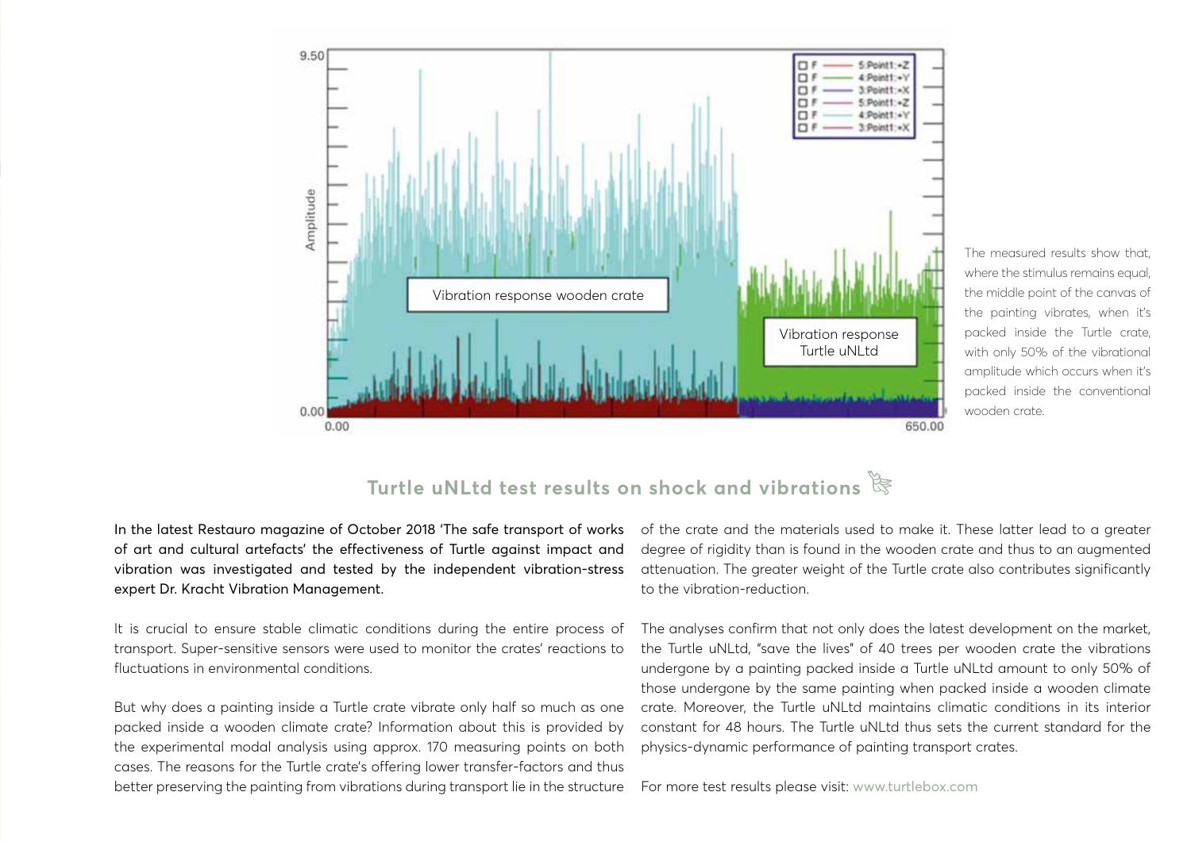The measured results show that, where the stimulus remains equal, the middle point of the canvas of the painting vibrates, when it's packed inside the Turtle crate, with only 50% of the vibrational amplitude which occurs when it's packed inside the conventional wooden crate.

## Turtle uNLtd test results on shock and vibrations

In the latest Restauro magazine of October 2018 'The safe transport of works of art and cultural artefacts' the effectiveness of Turtle against impact and vibration was investigated and tested by the independent vibration-stress expert Dr. Kracht Vibration Management.

It is crucial to ensure stable climatic conditions during the entire process of transport. Super-sensitive sensors were used to monitor the crates' reactions to fluctuations in environmental conditions.

But why does a painting inside a Turtle crate vibrate only half so much as one packed inside a wooden climate crate? Information about this is provided by the experimental modal analysis using approx. 170 measuring points on both cases. The reasons for the Turtle crate's offering lower transfer-factors and thus better preserving the painting from vibrations during transport lie in the structure of the crate and the materials used to make it. These latter lead to a greater degree of rigidity than is found in the wooden crate and thus to an augmented attenuation. The greater weight of the Turtle crate also contributes significantly to the vibration-reduction.

The analyses confirm that not only does the latest development on the market, the Turtle uNLtd, "save the lives" of 40 trees per wooden crate the vibrations undergone by a painting packed inside a Turtle uNLtd amount to only 50% of those undergone by the same painting when packed inside a wooden climate crate. Moreover, the Turtle uNLtd maintains climatic conditions in its interior constant for 48 hours. The Turtle uNLtd thus sets the current standard for the physics-dynamic performance of painting transport crates.

For more test results please visit: www.turtlebox.com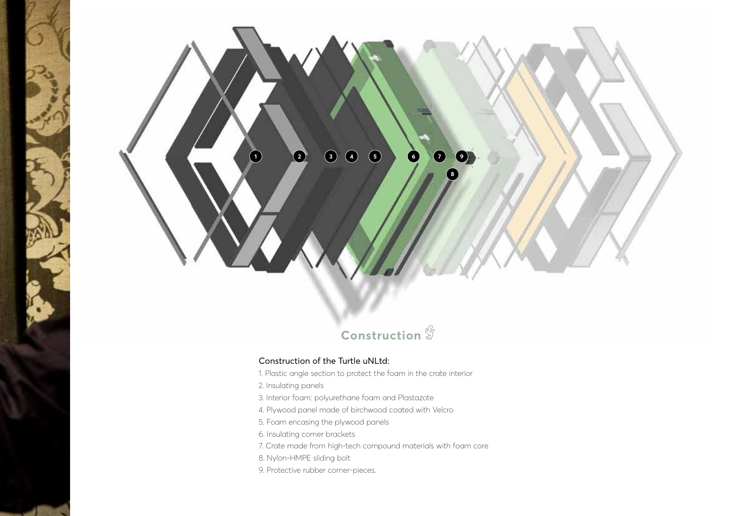## Construction

### Construction of the Turtle uNLtd:

1. Plastic angle section to protect the foam in the crate interior
2. Insulating panels
3. Interior foam: polyurethane foam and Plastazote
4. Plywood panel made of birchwood coated with Velcro
5. Foam encasing the plywood panels
6. Insulating corner brackets
7. Crate made from high-tech compound materials with foam core
8. Nylon-HMPE sliding bolt
9. Protective rubber corner-pieces.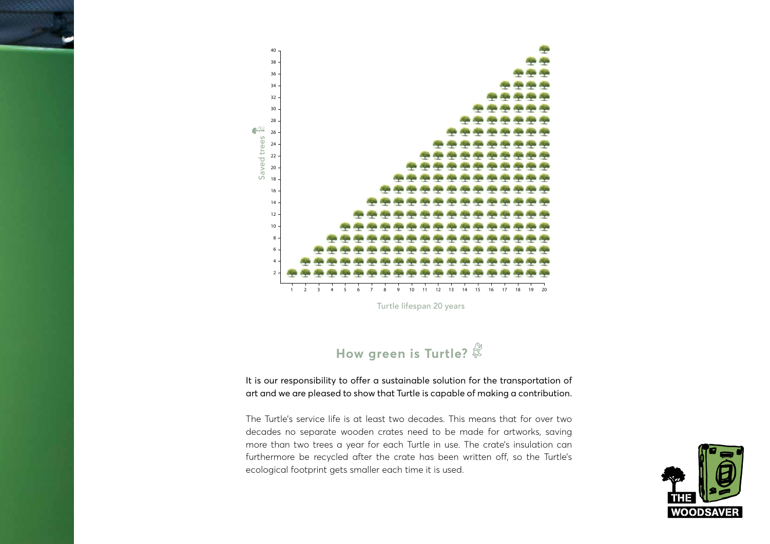## How green is Turtle?

It is our responsibility to offer a sustainable solution for the transportation of art and we are pleased to show that Turtle is capable of making a contribution.

The Turtle's service life is at least two decades. This means that for over two decades no separate wooden crates need to be made for artworks, saving more than two trees a year for each Turtle in use. The crate's insulation can furthermore be recycled after the crate has been written off, so the Turtle's ecological footprint gets smaller each time it is used.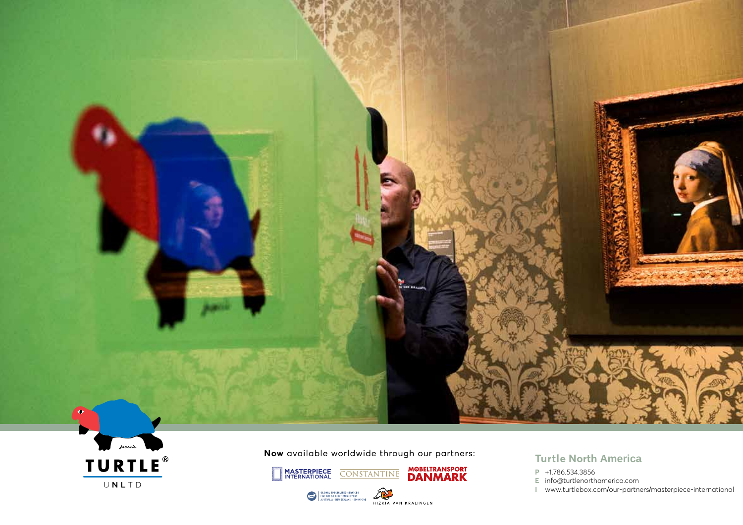TURTLE®

UNLTD

**Now** available worldwide through our partners:

MASTERPIECE INTERNATIONAL

CONSTANTINE

MØBELTRANSPORT DANMARK

GLOBAL SPECIALISED SERVICES
FINE ART & EXHIBITION SHIPPERS
AUSTRALIA - NEW ZEALAND - SINGAPORE

HIZKIA VAN KRALINGEN

## Turtle North America

P +1.786.534.3856

E info@turtlenorthamerica.com

I www.turtlebox.com/our-partners/masterpiece-international